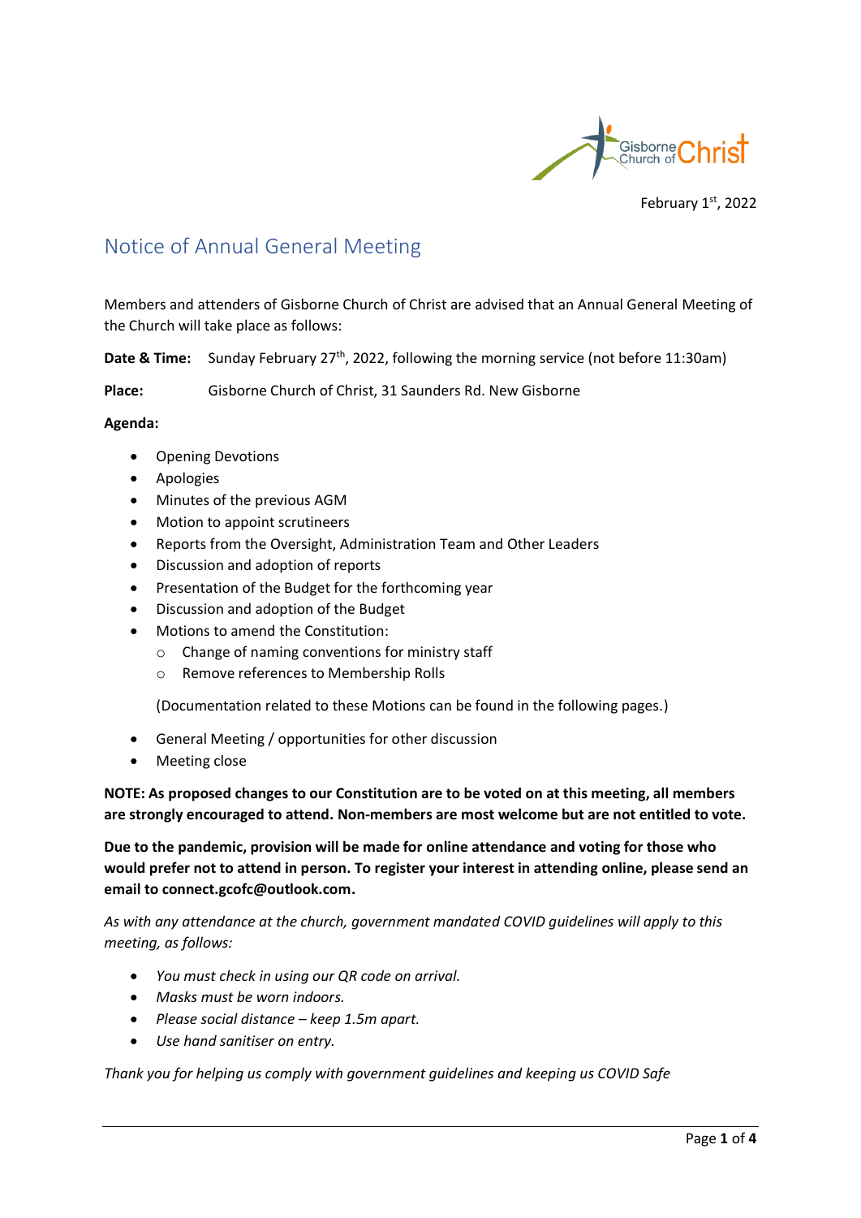February 1st, 2022

# Notice of Annual General Meeting

Members and attenders of Gisborne Church of Christ are advised that an Annual General Meeting of the Church will take place as follows:

**Date & Time:** Sunday February 27th, 2022, following the morning service (not before 11:30am)

**Place:** Gisborne Church of Christ, 31 Saunders Rd. New Gisborne

**Agenda:**

- Opening Devotions
- Apologies
- Minutes of the previous AGM
- Motion to appoint scrutineers
- Reports from the Oversight, Administration Team and Other Leaders
- Discussion and adoption of reports
- Presentation of the Budget for the forthcoming year
- Discussion and adoption of the Budget
- Motions to amend the Constitution:
  - Change of naming conventions for ministry staff
  - Remove references to Membership Rolls

  (Documentation related to these Motions can be found in the following pages.)

- General Meeting / opportunities for other discussion
- Meeting close

**NOTE: As proposed changes to our Constitution are to be voted on at this meeting, all members are strongly encouraged to attend. Non-members are most welcome but are not entitled to vote.**

**Due to the pandemic, provision will be made for online attendance and voting for those who would prefer not to attend in person. To register your interest in attending online, please send an email to connect.gcofc@outlook.com.**

*As with any attendance at the church, government mandated COVID guidelines will apply to this meeting, as follows:*

- *You must check in using our QR code on arrival.*
- *Masks must be worn indoors.*
- *Please social distance – keep 1.5m apart.*
- *Use hand sanitiser on entry.*

*Thank you for helping us comply with government guidelines and keeping us COVID Safe*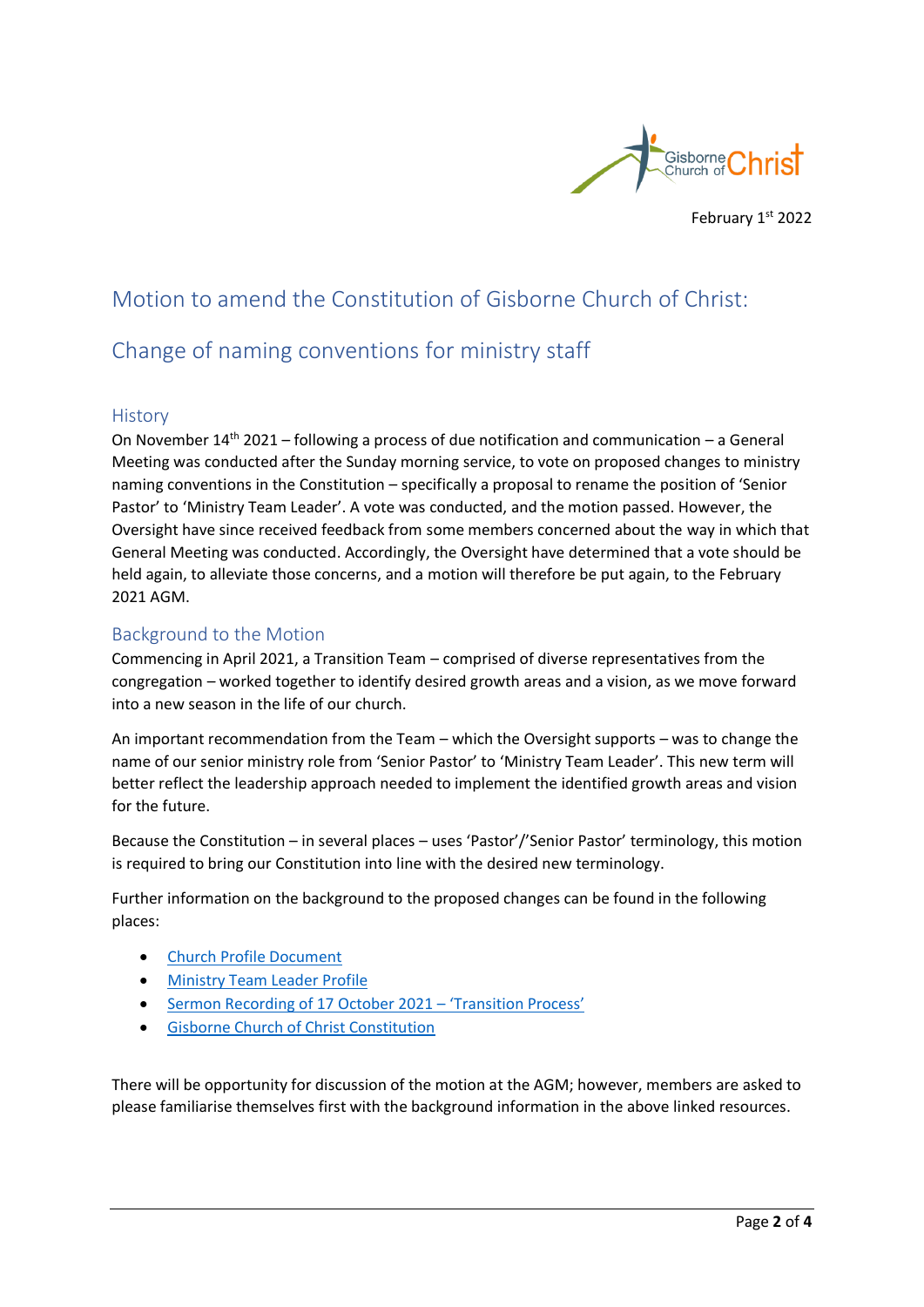February 1st 2022

# Motion to amend the Constitution of Gisborne Church of Christ:

# Change of naming conventions for ministry staff

## History

On November 14th 2021 – following a process of due notification and communication – a General Meeting was conducted after the Sunday morning service, to vote on proposed changes to ministry naming conventions in the Constitution – specifically a proposal to rename the position of 'Senior Pastor' to 'Ministry Team Leader'. A vote was conducted, and the motion passed. However, the Oversight have since received feedback from some members concerned about the way in which that General Meeting was conducted. Accordingly, the Oversight have determined that a vote should be held again, to alleviate those concerns, and a motion will therefore be put again, to the February 2021 AGM.

## Background to the Motion

Commencing in April 2021, a Transition Team – comprised of diverse representatives from the congregation – worked together to identify desired growth areas and a vision, as we move forward into a new season in the life of our church.

An important recommendation from the Team – which the Oversight supports – was to change the name of our senior ministry role from 'Senior Pastor' to 'Ministry Team Leader'. This new term will better reflect the leadership approach needed to implement the identified growth areas and vision for the future.

Because the Constitution – in several places – uses 'Pastor'/'Senior Pastor' terminology, this motion is required to bring our Constitution into line with the desired new terminology.

Further information on the background to the proposed changes can be found in the following places:

- Church Profile Document
- Ministry Team Leader Profile
- Sermon Recording of 17 October 2021 – 'Transition Process'
- Gisborne Church of Christ Constitution

There will be opportunity for discussion of the motion at the AGM; however, members are asked to please familiarise themselves first with the background information in the above linked resources.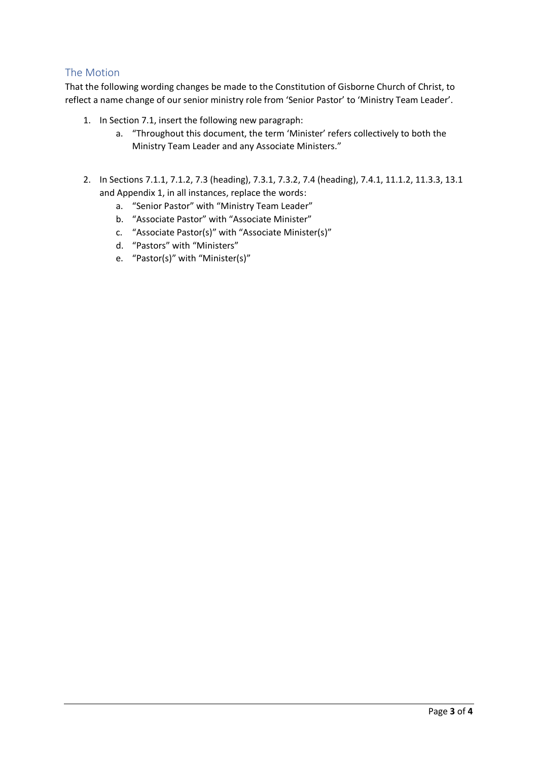## The Motion

That the following wording changes be made to the Constitution of Gisborne Church of Christ, to reflect a name change of our senior ministry role from 'Senior Pastor' to 'Ministry Team Leader'.

1. In Section 7.1, insert the following new paragraph:
   a. "Throughout this document, the term 'Minister' refers collectively to both the Ministry Team Leader and any Associate Ministers."

2. In Sections 7.1.1, 7.1.2, 7.3 (heading), 7.3.1, 7.3.2, 7.4 (heading), 7.4.1, 11.1.2, 11.3.3, 13.1 and Appendix 1, in all instances, replace the words:
   a. "Senior Pastor" with "Ministry Team Leader"
   b. "Associate Pastor" with "Associate Minister"
   c. "Associate Pastor(s)" with "Associate Minister(s)"
   d. "Pastors" with "Ministers"
   e. "Pastor(s)" with "Minister(s)"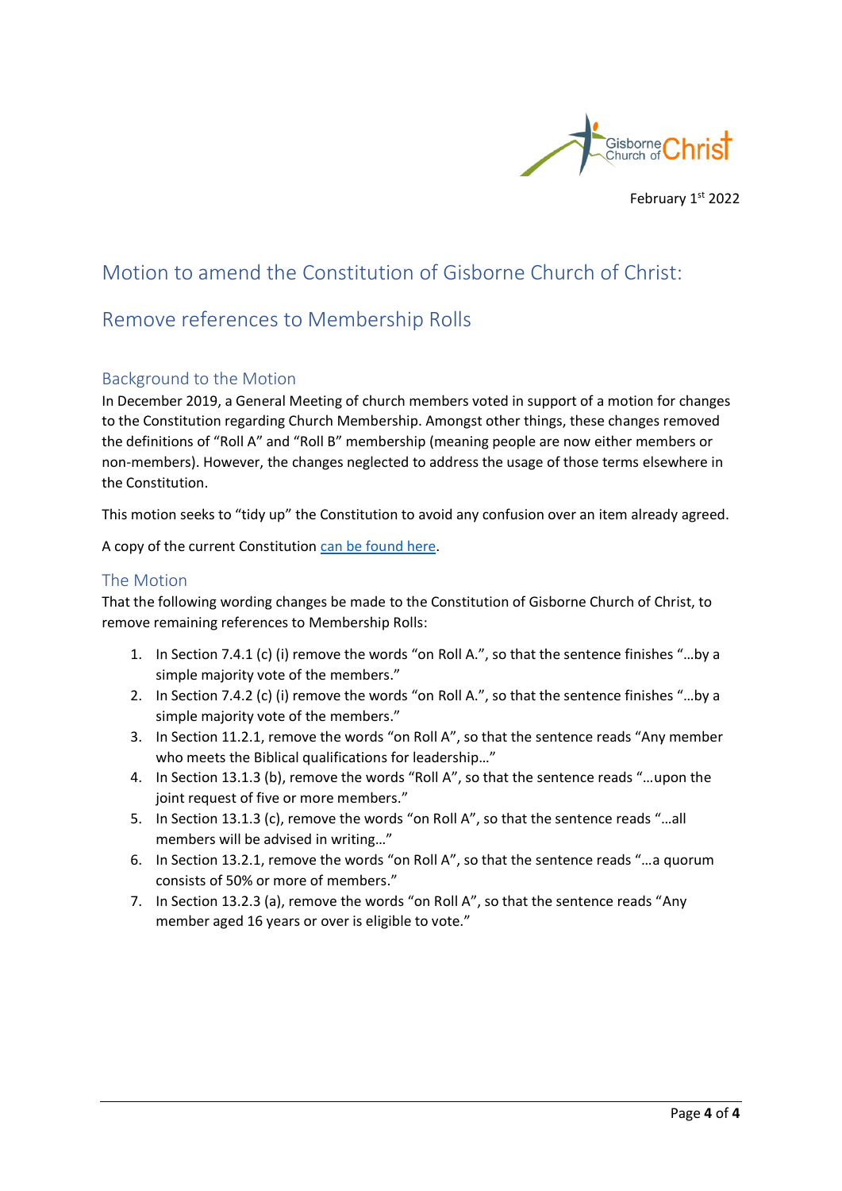February 1st 2022

# Motion to amend the Constitution of Gisborne Church of Christ:

# Remove references to Membership Rolls

## Background to the Motion

In December 2019, a General Meeting of church members voted in support of a motion for changes to the Constitution regarding Church Membership. Amongst other things, these changes removed the definitions of "Roll A" and "Roll B" membership (meaning people are now either members or non-members). However, the changes neglected to address the usage of those terms elsewhere in the Constitution.

This motion seeks to "tidy up" the Constitution to avoid any confusion over an item already agreed.

A copy of the current Constitution can be found here.

## The Motion

That the following wording changes be made to the Constitution of Gisborne Church of Christ, to remove remaining references to Membership Rolls:

1. In Section 7.4.1 (c) (i) remove the words "on Roll A.", so that the sentence finishes "…by a simple majority vote of the members."
2. In Section 7.4.2 (c) (i) remove the words "on Roll A.", so that the sentence finishes "…by a simple majority vote of the members."
3. In Section 11.2.1, remove the words "on Roll A", so that the sentence reads "Any member who meets the Biblical qualifications for leadership…"
4. In Section 13.1.3 (b), remove the words "Roll A", so that the sentence reads "…upon the joint request of five or more members."
5. In Section 13.1.3 (c), remove the words "on Roll A", so that the sentence reads "…all members will be advised in writing…"
6. In Section 13.2.1, remove the words "on Roll A", so that the sentence reads "…a quorum consists of 50% or more of members."
7. In Section 13.2.3 (a), remove the words "on Roll A", so that the sentence reads "Any member aged 16 years or over is eligible to vote."